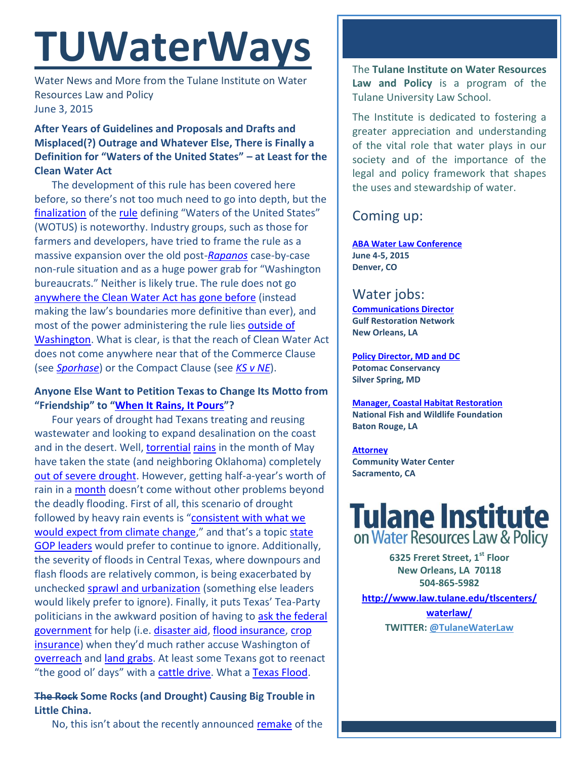# TUWaterWays

Water News and More from the Tulane Institute on Water Resources Law and Policy
June 3, 2015

**After Years of Guidelines and Proposals and Drafts and Misplaced(?) Outrage and Whatever Else, There is Finally a Definition for "Waters of the United States" – at Least for the Clean Water Act**

The development of this rule has been covered here before, so there's not too much need to go into depth, but the finalization of the rule defining "Waters of the United States" (WOTUS) is noteworthy. Industry groups, such as those for farmers and developers, have tried to frame the rule as a massive expansion over the old post-*Rapanos* case-by-case non-rule situation and as a huge power grab for "Washington bureaucrats." Neither is likely true. The rule does not go anywhere the Clean Water Act has gone before (instead making the law's boundaries more definitive than ever), and most of the power administering the rule lies outside of Washington. What is clear, is that the reach of Clean Water Act does not come anywhere near that of the Commerce Clause (see *Sporhase*) or the Compact Clause (see *KS v NE*).

**Anyone Else Want to Petition Texas to Change Its Motto from "Friendship" to "When It Rains, It Pours"?**

Four years of drought had Texans treating and reusing wastewater and looking to expand desalination on the coast and in the desert. Well, torrential rains in the month of May have taken the state (and neighboring Oklahoma) completely out of severe drought. However, getting half-a-year's worth of rain in a month doesn't come without other problems beyond the deadly flooding. First of all, this scenario of drought followed by heavy rain events is "consistent with what we would expect from climate change," and that's a topic state GOP leaders would prefer to continue to ignore. Additionally, the severity of floods in Central Texas, where downpours and flash floods are relatively common, is being exacerbated by unchecked sprawl and urbanization (something else leaders would likely prefer to ignore). Finally, it puts Texas' Tea-Party politicians in the awkward position of having to ask the federal government for help (i.e. disaster aid, flood insurance, crop insurance) when they'd much rather accuse Washington of overreach and land grabs. At least some Texans got to reenact "the good ol' days" with a cattle drive. What a Texas Flood.

**~~The Rock~~ Some Rocks (and Drought) Causing Big Trouble in Little China.**

No, this isn't about the recently announced remake of the

The **Tulane Institute on Water Resources Law and Policy** is a program of the Tulane University Law School.

The Institute is dedicated to fostering a greater appreciation and understanding of the vital role that water plays in our society and of the importance of the legal and policy framework that shapes the uses and stewardship of water.

## Coming up:

**ABA Water Law Conference**
**June 4-5, 2015**
**Denver, CO**

## Water jobs:

**Communications Director**
**Gulf Restoration Network**
**New Orleans, LA**

**Policy Director, MD and DC**
**Potomac Conservancy**
**Silver Spring, MD**

**Manager, Coastal Habitat Restoration**
**National Fish and Wildlife Foundation**
**Baton Rouge, LA**

**Attorney**
**Community Water Center**
**Sacramento, CA**

**Tulane Institute on Water Resources Law & Policy**

**6325 Freret Street, 1st Floor**
**New Orleans, LA 70118**
**504-865-5982**

**http://www.law.tulane.edu/tlscenters/waterlaw/**

**TWITTER: @TulaneWaterLaw**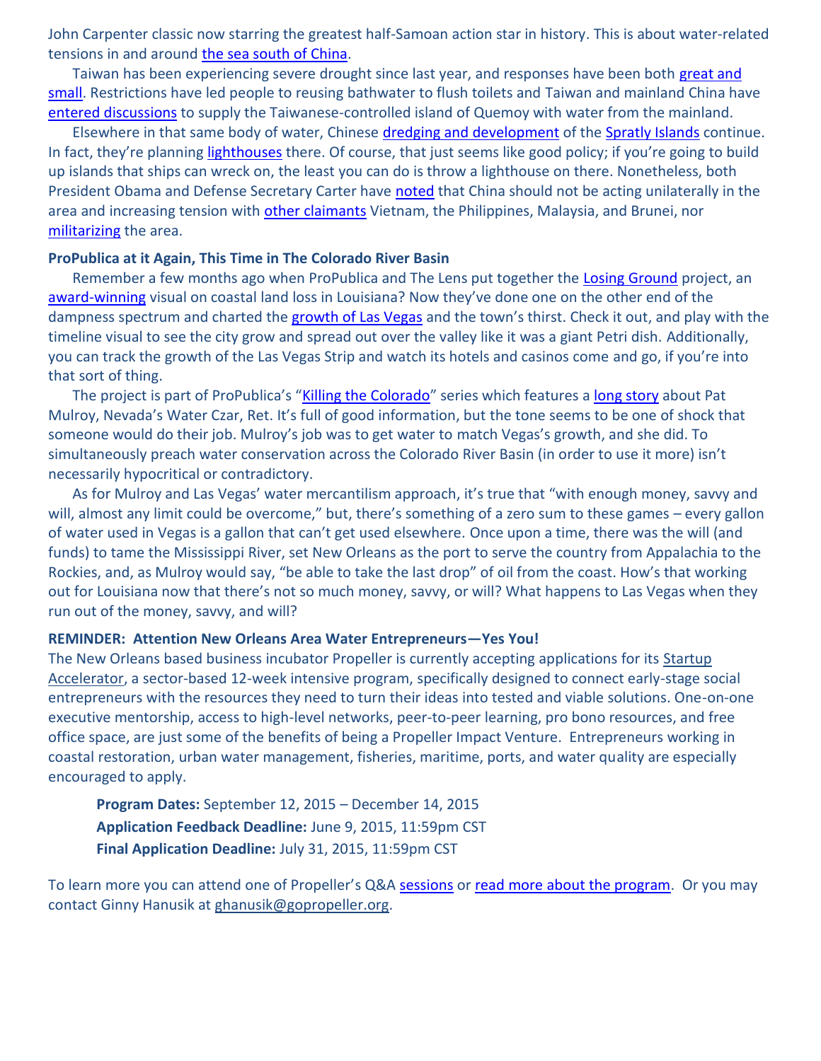John Carpenter classic now starring the greatest half-Samoan action star in history. This is about water-related tensions in and around the sea south of China.

Taiwan has been experiencing severe drought since last year, and responses have been both great and small. Restrictions have led people to reusing bathwater to flush toilets and Taiwan and mainland China have entered discussions to supply the Taiwanese-controlled island of Quemoy with water from the mainland.

Elsewhere in that same body of water, Chinese dredging and development of the Spratly Islands continue. In fact, they're planning lighthouses there. Of course, that just seems like good policy; if you're going to build up islands that ships can wreck on, the least you can do is throw a lighthouse on there. Nonetheless, both President Obama and Defense Secretary Carter have noted that China should not be acting unilaterally in the area and increasing tension with other claimants Vietnam, the Philippines, Malaysia, and Brunei, nor militarizing the area.

**ProPublica at it Again, This Time in The Colorado River Basin**

Remember a few months ago when ProPublica and The Lens put together the Losing Ground project, an award-winning visual on coastal land loss in Louisiana? Now they've done one on the other end of the dampness spectrum and charted the growth of Las Vegas and the town's thirst. Check it out, and play with the timeline visual to see the city grow and spread out over the valley like it was a giant Petri dish. Additionally, you can track the growth of the Las Vegas Strip and watch its hotels and casinos come and go, if you're into that sort of thing.

The project is part of ProPublica's "Killing the Colorado" series which features a long story about Pat Mulroy, Nevada's Water Czar, Ret. It's full of good information, but the tone seems to be one of shock that someone would do their job. Mulroy's job was to get water to match Vegas's growth, and she did. To simultaneously preach water conservation across the Colorado River Basin (in order to use it more) isn't necessarily hypocritical or contradictory.

As for Mulroy and Las Vegas' water mercantilism approach, it's true that "with enough money, savvy and will, almost any limit could be overcome," but, there's something of a zero sum to these games – every gallon of water used in Vegas is a gallon that can't get used elsewhere. Once upon a time, there was the will (and funds) to tame the Mississippi River, set New Orleans as the port to serve the country from Appalachia to the Rockies, and, as Mulroy would say, "be able to take the last drop" of oil from the coast. How's that working out for Louisiana now that there's not so much money, savvy, or will? What happens to Las Vegas when they run out of the money, savvy, and will?

**REMINDER: Attention New Orleans Area Water Entrepreneurs—Yes You!**

The New Orleans based business incubator Propeller is currently accepting applications for its Startup Accelerator, a sector-based 12-week intensive program, specifically designed to connect early-stage social entrepreneurs with the resources they need to turn their ideas into tested and viable solutions. One-on-one executive mentorship, access to high-level networks, peer-to-peer learning, pro bono resources, and free office space, are just some of the benefits of being a Propeller Impact Venture. Entrepreneurs working in coastal restoration, urban water management, fisheries, maritime, ports, and water quality are especially encouraged to apply.

**Program Dates:** September 12, 2015 – December 14, 2015
**Application Feedback Deadline:** June 9, 2015, 11:59pm CST
**Final Application Deadline:** July 31, 2015, 11:59pm CST

To learn more you can attend one of Propeller's Q&A sessions or read more about the program. Or you may contact Ginny Hanusik at ghanusik@gopropeller.org.